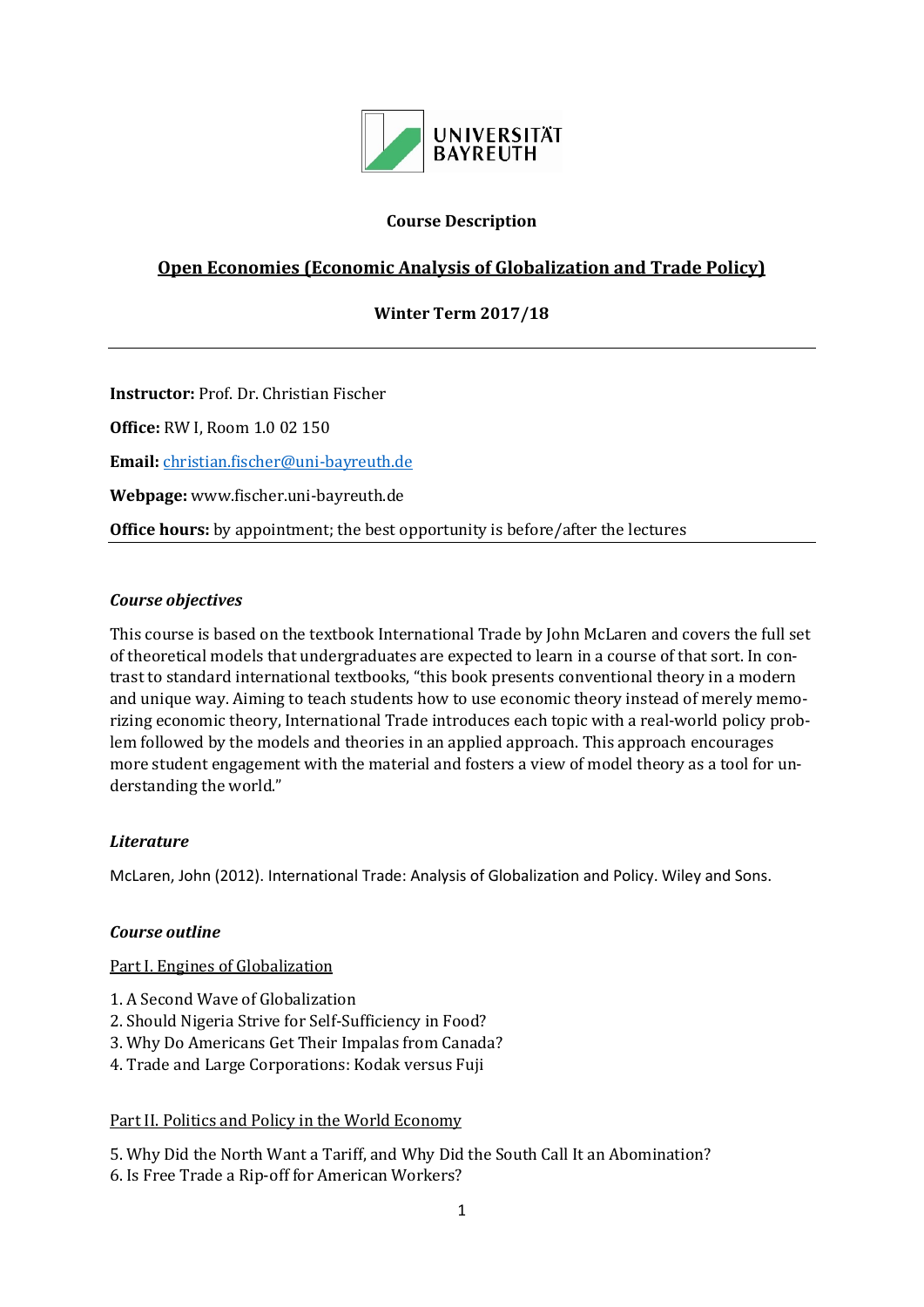UNIVERSITÄT BAYREUTH

**Course Description**

## Open Economies (Economic Analysis of Globalization and Trade Policy)

**Winter Term 2017/18**

---

**Instructor:** Prof. Dr. Christian Fischer

**Office:** RW I, Room 1.0 02 150

**Email:** christian.fischer@uni-bayreuth.de

**Webpage:** www.fischer.uni-bayreuth.de

**Office hours:** by appointment; the best opportunity is before/after the lectures

---

### *Course objectives*

This course is based on the textbook International Trade by John McLaren and covers the full set of theoretical models that undergraduates are expected to learn in a course of that sort. In contrast to standard international textbooks, "this book presents conventional theory in a modern and unique way. Aiming to teach students how to use economic theory instead of merely memorizing economic theory, International Trade introduces each topic with a real-world policy problem followed by the models and theories in an applied approach. This approach encourages more student engagement with the material and fosters a view of model theory as a tool for understanding the world."

### *Literature*

McLaren, John (2012). International Trade: Analysis of Globalization and Policy. Wiley and Sons.

### *Course outline*

Part I. Engines of Globalization

1. A Second Wave of Globalization
2. Should Nigeria Strive for Self-Sufficiency in Food?
3. Why Do Americans Get Their Impalas from Canada?
4. Trade and Large Corporations: Kodak versus Fuji

Part II. Politics and Policy in the World Economy

5. Why Did the North Want a Tariff, and Why Did the South Call It an Abomination?
6. Is Free Trade a Rip-off for American Workers?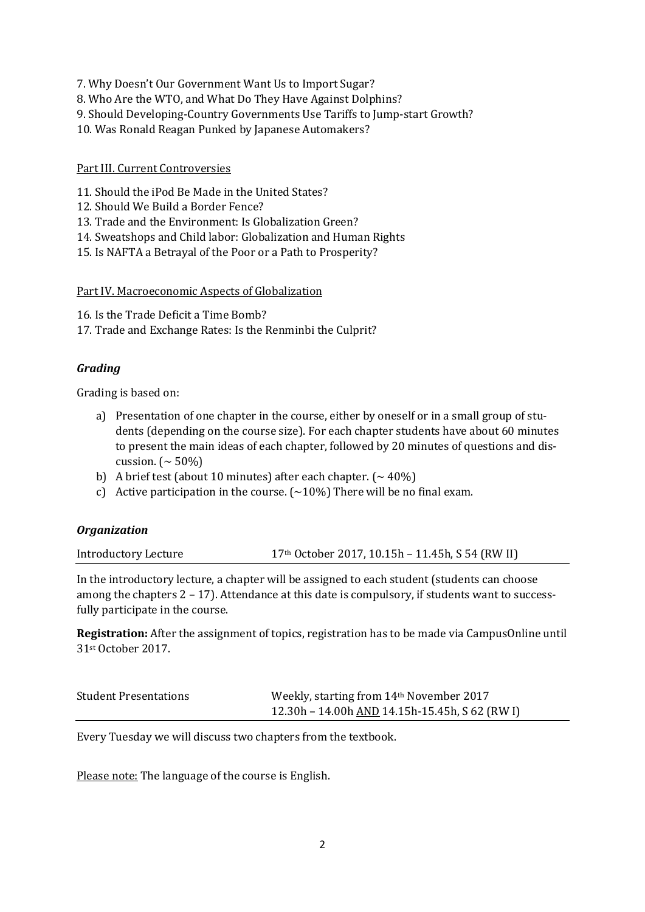7. Why Doesn't Our Government Want Us to Import Sugar?
8. Who Are the WTO, and What Do They Have Against Dolphins?
9. Should Developing-Country Governments Use Tariffs to Jump-start Growth?
10. Was Ronald Reagan Punked by Japanese Automakers?

Part III. Current Controversies

11. Should the iPod Be Made in the United States?
12. Should We Build a Border Fence?
13. Trade and the Environment: Is Globalization Green?
14. Sweatshops and Child labor: Globalization and Human Rights
15. Is NAFTA a Betrayal of the Poor or a Path to Prosperity?

Part IV. Macroeconomic Aspects of Globalization

16. Is the Trade Deficit a Time Bomb?
17. Trade and Exchange Rates: Is the Renminbi the Culprit?

### *Grading*

Grading is based on:

a) Presentation of one chapter in the course, either by oneself or in a small group of students (depending on the course size). For each chapter students have about 60 minutes to present the main ideas of each chapter, followed by 20 minutes of questions and discussion. (~ 50%)
b) A brief test (about 10 minutes) after each chapter. (~ 40%)
c) Active participation in the course. (~10%) There will be no final exam.

### *Organization*

| Introductory Lecture | 17th October 2017, 10.15h – 11.45h, S 54 (RW II) |
| --- | --- |

In the introductory lecture, a chapter will be assigned to each student (students can choose among the chapters 2 – 17). Attendance at this date is compulsory, if students want to successfully participate in the course.

**Registration:** After the assignment of topics, registration has to be made via CampusOnline until 31st October 2017.

| Student Presentations | Weekly, starting from 14th November 2017<br>12.30h – 14.00h AND 14.15h-15.45h, S 62 (RW I) |
| --- | --- |

Every Tuesday we will discuss two chapters from the textbook.

Please note: The language of the course is English.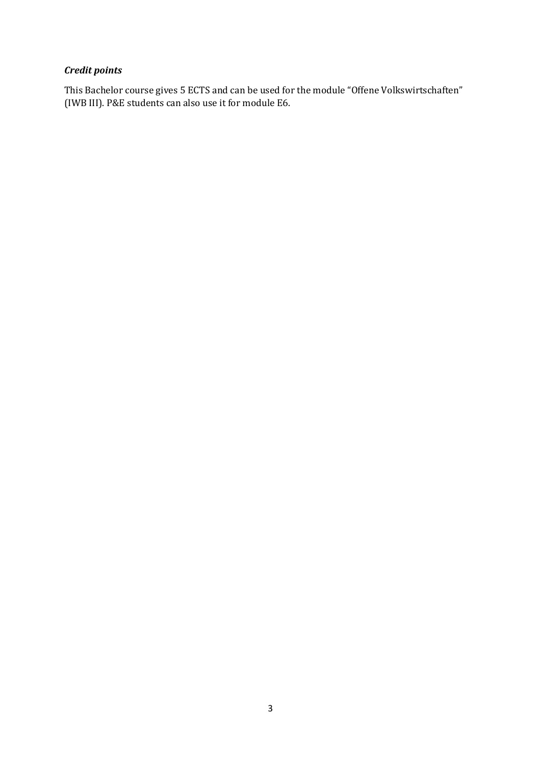### *Credit points*

This Bachelor course gives 5 ECTS and can be used for the module "Offene Volkswirtschaften" (IWB III). P&E students can also use it for module E6.